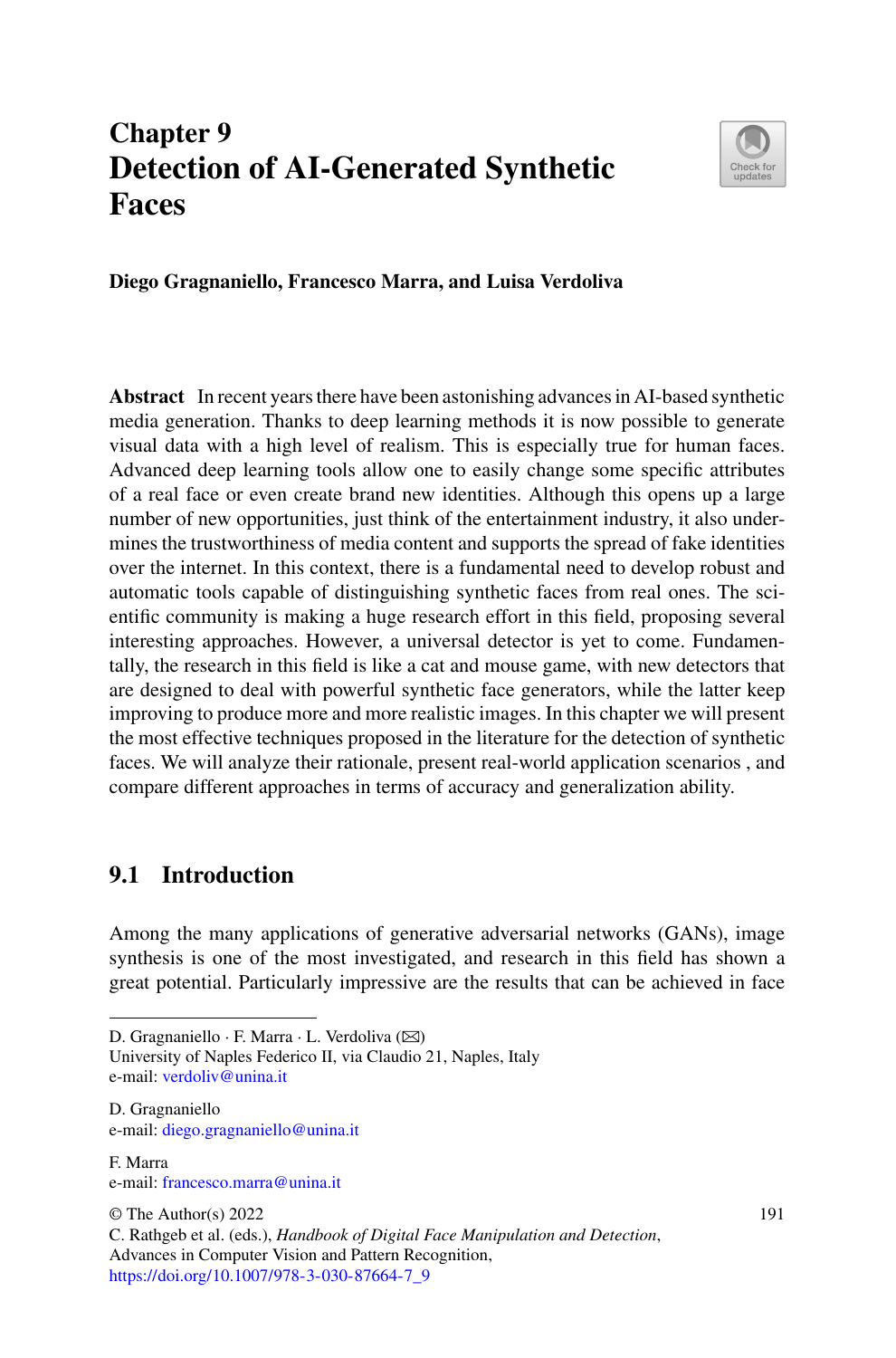# Chapter 9
# Detection of AI-Generated Synthetic Faces

**Diego Gragnaniello, Francesco Marra, and Luisa Verdoliva**

**Abstract** In recent years there have been astonishing advances in AI-based synthetic media generation. Thanks to deep learning methods it is now possible to generate visual data with a high level of realism. This is especially true for human faces. Advanced deep learning tools allow one to easily change some specific attributes of a real face or even create brand new identities. Although this opens up a large number of new opportunities, just think of the entertainment industry, it also undermines the trustworthiness of media content and supports the spread of fake identities over the internet. In this context, there is a fundamental need to develop robust and automatic tools capable of distinguishing synthetic faces from real ones. The scientific community is making a huge research effort in this field, proposing several interesting approaches. However, a universal detector is yet to come. Fundamentally, the research in this field is like a cat and mouse game, with new detectors that are designed to deal with powerful synthetic face generators, while the latter keep improving to produce more and more realistic images. In this chapter we will present the most effective techniques proposed in the literature for the detection of synthetic faces. We will analyze their rationale, present real-world application scenarios , and compare different approaches in terms of accuracy and generalization ability.

## 9.1 Introduction

Among the many applications of generative adversarial networks (GANs), image synthesis is one of the most investigated, and research in this field has shown a great potential. Particularly impressive are the results that can be achieved in face

---

D. Gragnaniello · F. Marra · L. Verdoliva (✉)
University of Naples Federico II, via Claudio 21, Naples, Italy
e-mail: verdoliv@unina.it

D. Gragnaniello
e-mail: diego.gragnaniello@unina.it

F. Marra
e-mail: francesco.marra@unina.it

© The Author(s) 2022
C. Rathgeb et al. (eds.), *Handbook of Digital Face Manipulation and Detection*, Advances in Computer Vision and Pattern Recognition,
https://doi.org/10.1007/978-3-030-87664-7_9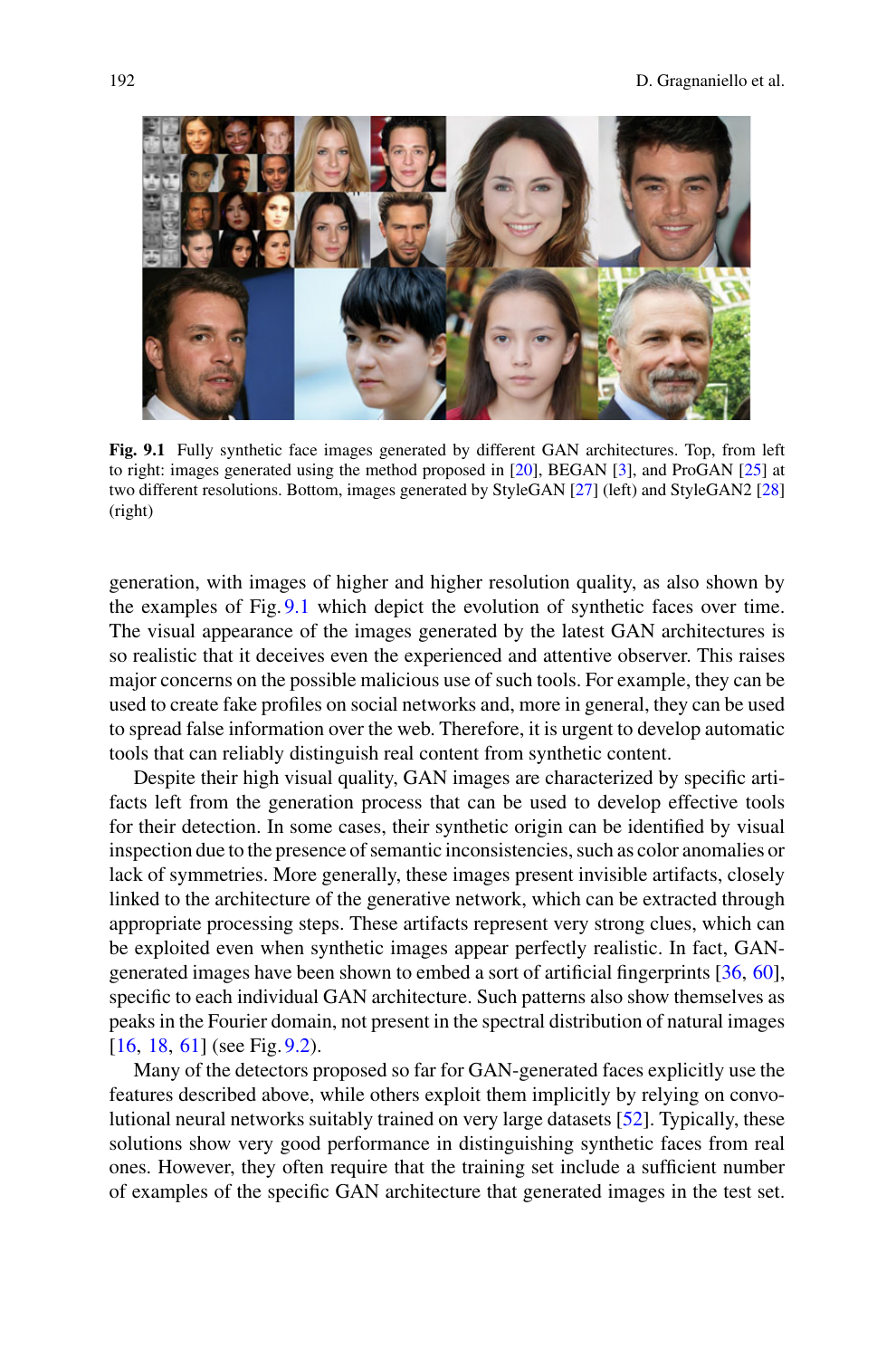**Fig. 9.1** Fully synthetic face images generated by different GAN architectures. Top, from left to right: images generated using the method proposed in [20], BEGAN [3], and ProGAN [25] at two different resolutions. Bottom, images generated by StyleGAN [27] (left) and StyleGAN2 [28] (right)

generation, with images of higher and higher resolution quality, as also shown by the examples of Fig. 9.1 which depict the evolution of synthetic faces over time. The visual appearance of the images generated by the latest GAN architectures is so realistic that it deceives even the experienced and attentive observer. This raises major concerns on the possible malicious use of such tools. For example, they can be used to create fake profiles on social networks and, more in general, they can be used to spread false information over the web. Therefore, it is urgent to develop automatic tools that can reliably distinguish real content from synthetic content.

Despite their high visual quality, GAN images are characterized by specific artifacts left from the generation process that can be used to develop effective tools for their detection. In some cases, their synthetic origin can be identified by visual inspection due to the presence of semantic inconsistencies, such as color anomalies or lack of symmetries. More generally, these images present invisible artifacts, closely linked to the architecture of the generative network, which can be extracted through appropriate processing steps. These artifacts represent very strong clues, which can be exploited even when synthetic images appear perfectly realistic. In fact, GAN-generated images have been shown to embed a sort of artificial fingerprints [36, 60], specific to each individual GAN architecture. Such patterns also show themselves as peaks in the Fourier domain, not present in the spectral distribution of natural images [16, 18, 61] (see Fig. 9.2).

Many of the detectors proposed so far for GAN-generated faces explicitly use the features described above, while others exploit them implicitly by relying on convolutional neural networks suitably trained on very large datasets [52]. Typically, these solutions show very good performance in distinguishing synthetic faces from real ones. However, they often require that the training set include a sufficient number of examples of the specific GAN architecture that generated images in the test set.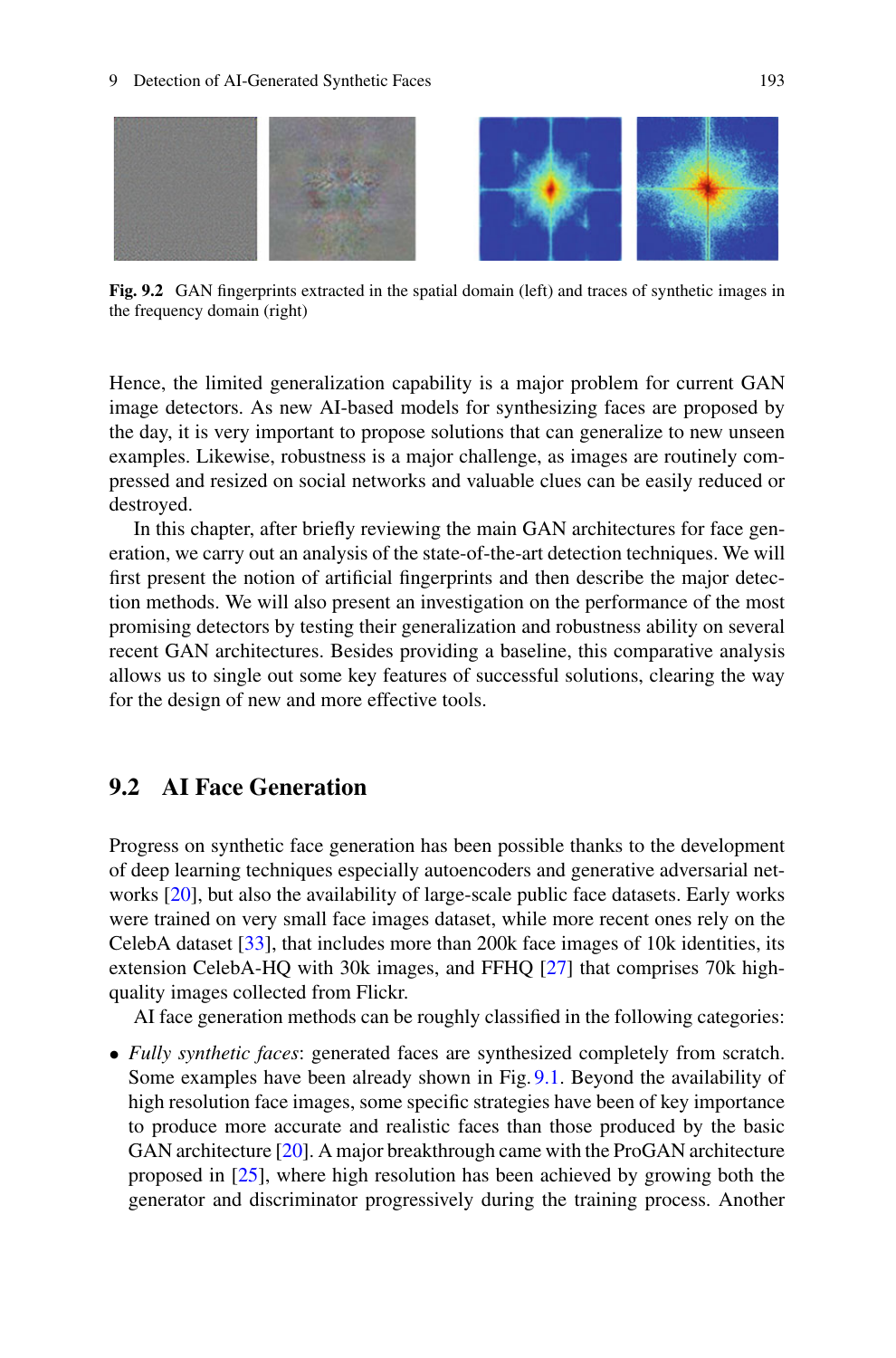**Fig. 9.2** GAN fingerprints extracted in the spatial domain (left) and traces of synthetic images in the frequency domain (right)

Hence, the limited generalization capability is a major problem for current GAN image detectors. As new AI-based models for synthesizing faces are proposed by the day, it is very important to propose solutions that can generalize to new unseen examples. Likewise, robustness is a major challenge, as images are routinely compressed and resized on social networks and valuable clues can be easily reduced or destroyed.

In this chapter, after briefly reviewing the main GAN architectures for face generation, we carry out an analysis of the state-of-the-art detection techniques. We will first present the notion of artificial fingerprints and then describe the major detection methods. We will also present an investigation on the performance of the most promising detectors by testing their generalization and robustness ability on several recent GAN architectures. Besides providing a baseline, this comparative analysis allows us to single out some key features of successful solutions, clearing the way for the design of new and more effective tools.

## 9.2 AI Face Generation

Progress on synthetic face generation has been possible thanks to the development of deep learning techniques especially autoencoders and generative adversarial networks [20], but also the availability of large-scale public face datasets. Early works were trained on very small face images dataset, while more recent ones rely on the CelebA dataset [33], that includes more than 200k face images of 10k identities, its extension CelebA-HQ with 30k images, and FFHQ [27] that comprises 70k high-quality images collected from Flickr.

AI face generation methods can be roughly classified in the following categories:

- *Fully synthetic faces*: generated faces are synthesized completely from scratch. Some examples have been already shown in Fig. 9.1. Beyond the availability of high resolution face images, some specific strategies have been of key importance to produce more accurate and realistic faces than those produced by the basic GAN architecture [20]. A major breakthrough came with the ProGAN architecture proposed in [25], where high resolution has been achieved by growing both the generator and discriminator progressively during the training process. Another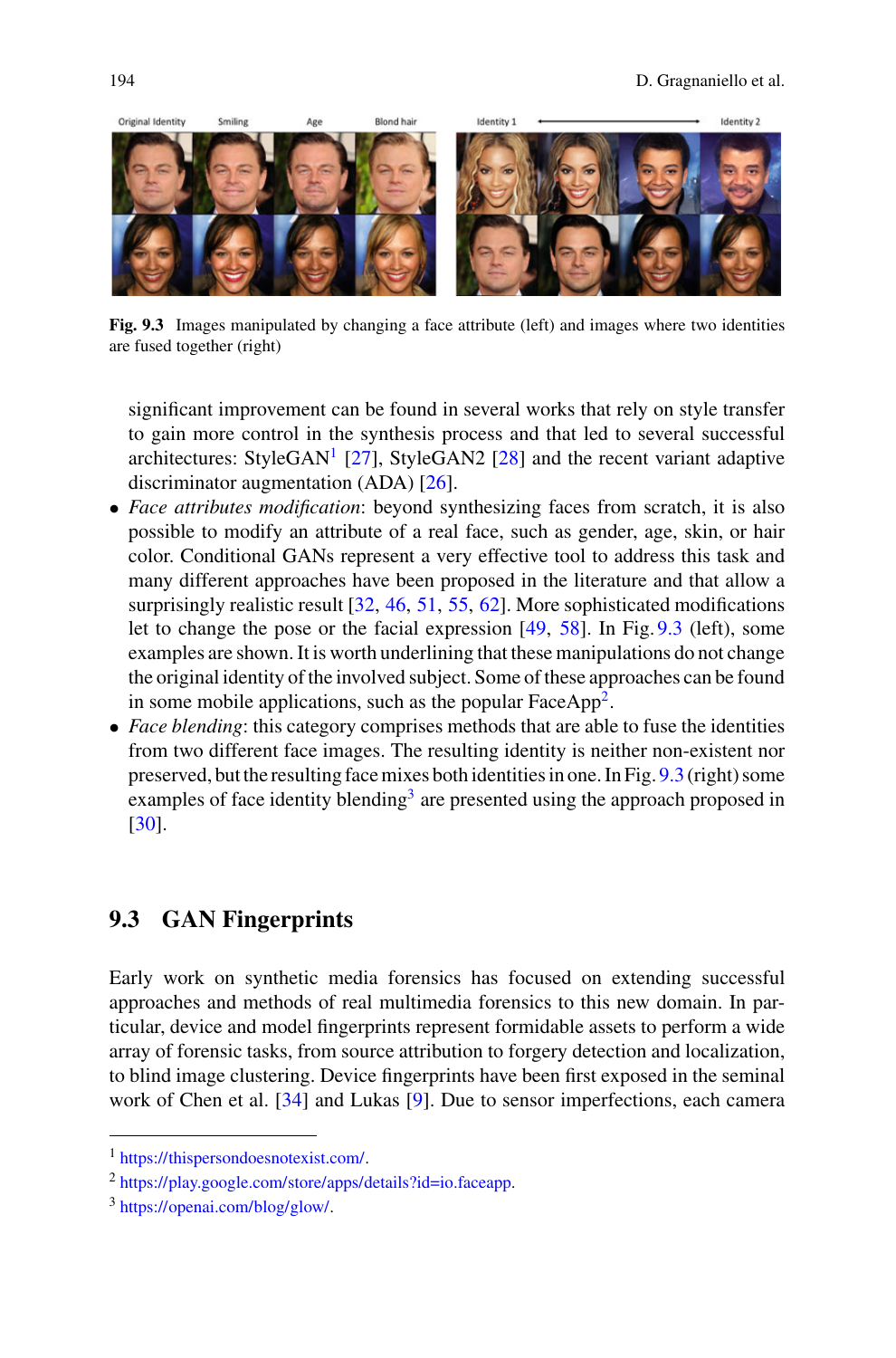Fig. 9.3 Images manipulated by changing a face attribute (left) and images where two identities are fused together (right)

significant improvement can be found in several works that rely on style transfer to gain more control in the synthesis process and that led to several successful architectures: StyleGAN[1] [27], StyleGAN2 [28] and the recent variant adaptive discriminator augmentation (ADA) [26].

- *Face attributes modification*: beyond synthesizing faces from scratch, it is also possible to modify an attribute of a real face, such as gender, age, skin, or hair color. Conditional GANs represent a very effective tool to address this task and many different approaches have been proposed in the literature and that allow a surprisingly realistic result [32, 46, 51, 55, 62]. More sophisticated modifications let to change the pose or the facial expression [49, 58]. In Fig. 9.3 (left), some examples are shown. It is worth underlining that these manipulations do not change the original identity of the involved subject. Some of these approaches can be found in some mobile applications, such as the popular FaceApp[2].
- *Face blending*: this category comprises methods that are able to fuse the identities from two different face images. The resulting identity is neither non-existent nor preserved, but the resulting face mixes both identities in one. In Fig. 9.3 (right) some examples of face identity blending[3] are presented using the approach proposed in [30].

## 9.3 GAN Fingerprints

Early work on synthetic media forensics has focused on extending successful approaches and methods of real multimedia forensics to this new domain. In particular, device and model fingerprints represent formidable assets to perform a wide array of forensic tasks, from source attribution to forgery detection and localization, to blind image clustering. Device fingerprints have been first exposed in the seminal work of Chen et al. [34] and Lukas [9]. Due to sensor imperfections, each camera

[1] https://thispersondoesnotexist.com/.

[2] https://play.google.com/store/apps/details?id=io.faceapp.

[3] https://openai.com/blog/glow/.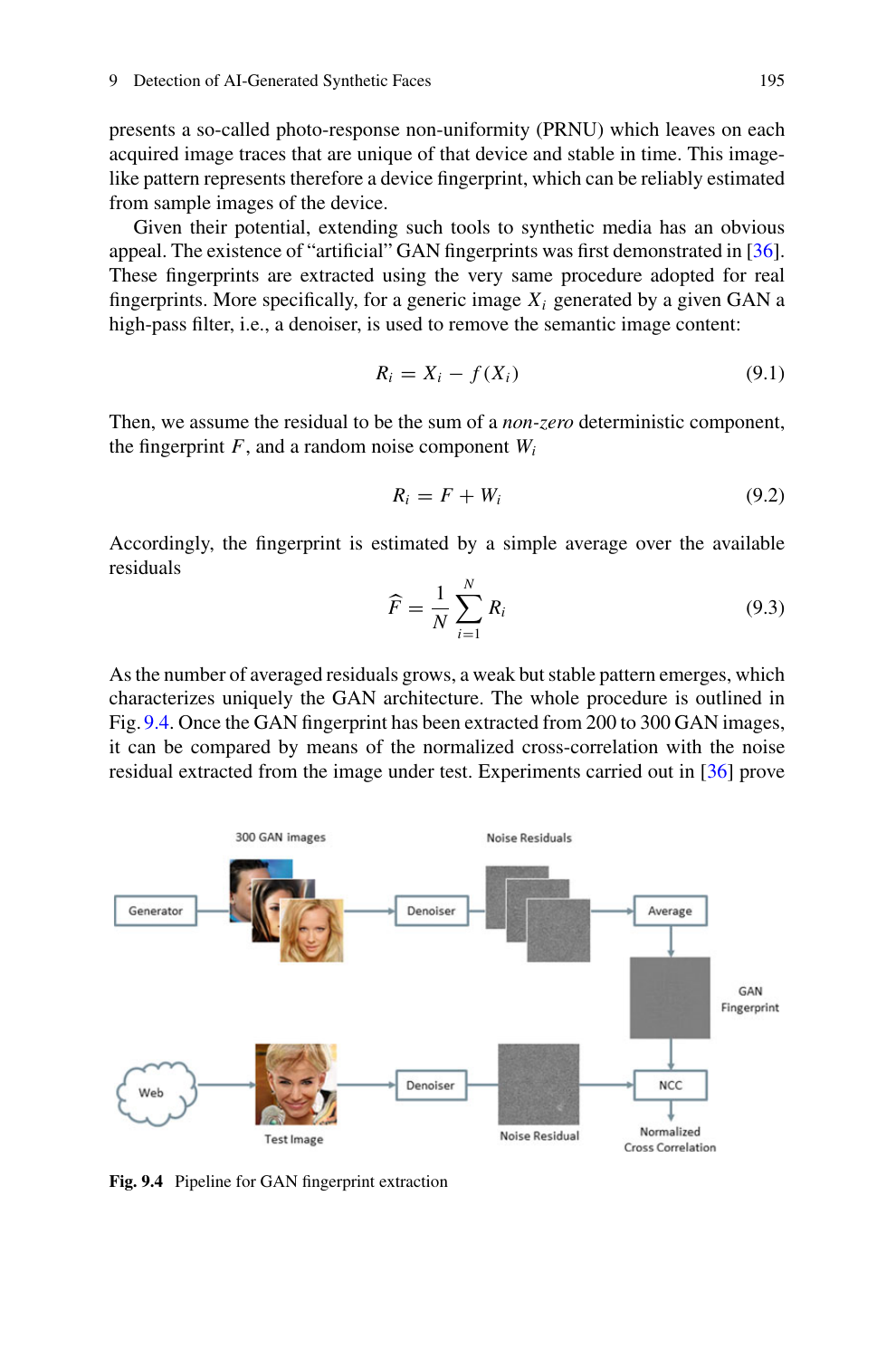presents a so-called photo-response non-uniformity (PRNU) which leaves on each acquired image traces that are unique of that device and stable in time. This image-like pattern represents therefore a device fingerprint, which can be reliably estimated from sample images of the device.

Given their potential, extending such tools to synthetic media has an obvious appeal. The existence of "artificial" GAN fingerprints was first demonstrated in [36]. These fingerprints are extracted using the very same procedure adopted for real fingerprints. More specifically, for a generic image $X_i$ generated by a given GAN a high-pass filter, i.e., a denoiser, is used to remove the semantic image content:

$$R_i = X_i - f(X_i) \tag{9.1}$$

Then, we assume the residual to be the sum of a *non-zero* deterministic component, the fingerprint $F$, and a random noise component $W_i$

$$R_i = F + W_i \tag{9.2}$$

Accordingly, the fingerprint is estimated by a simple average over the available residuals

$$\widehat{F} = \frac{1}{N}\sum_{i=1}^{N} R_i \tag{9.3}$$

As the number of averaged residuals grows, a weak but stable pattern emerges, which characterizes uniquely the GAN architecture. The whole procedure is outlined in Fig. 9.4. Once the GAN fingerprint has been extracted from 200 to 300 GAN images, it can be compared by means of the normalized cross-correlation with the noise residual extracted from the image under test. Experiments carried out in [36] prove

**Fig. 9.4** Pipeline for GAN fingerprint extraction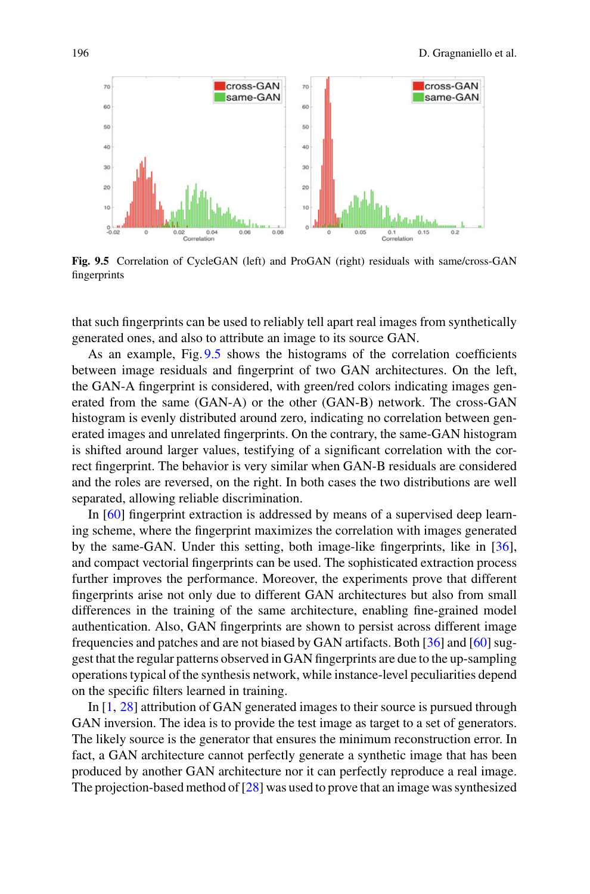70
60
50
40
30
20
10
0
-0.02
0
0.02
0.04
0.06
0.08
Correlation
cross-GAN
same-GAN

70
60
50
40
30
20
10
0
0
0.05
0.1
0.15
0.2
Correlation
cross-GAN
same-GAN

**Fig. 9.5** Correlation of CycleGAN (left) and ProGAN (right) residuals with same/cross-GAN fingerprints

that such fingerprints can be used to reliably tell apart real images from synthetically generated ones, and also to attribute an image to its source GAN.

As an example, Fig. 9.5 shows the histograms of the correlation coefficients between image residuals and fingerprint of two GAN architectures. On the left, the GAN-A fingerprint is considered, with green/red colors indicating images generated from the same (GAN-A) or the other (GAN-B) network. The cross-GAN histogram is evenly distributed around zero, indicating no correlation between generated images and unrelated fingerprints. On the contrary, the same-GAN histogram is shifted around larger values, testifying of a significant correlation with the correct fingerprint. The behavior is very similar when GAN-B residuals are considered and the roles are reversed, on the right. In both cases the two distributions are well separated, allowing reliable discrimination.

In [60] fingerprint extraction is addressed by means of a supervised deep learning scheme, where the fingerprint maximizes the correlation with images generated by the same-GAN. Under this setting, both image-like fingerprints, like in [36], and compact vectorial fingerprints can be used. The sophisticated extraction process further improves the performance. Moreover, the experiments prove that different fingerprints arise not only due to different GAN architectures but also from small differences in the training of the same architecture, enabling fine-grained model authentication. Also, GAN fingerprints are shown to persist across different image frequencies and patches and are not biased by GAN artifacts. Both [36] and [60] suggest that the regular patterns observed in GAN fingerprints are due to the up-sampling operations typical of the synthesis network, while instance-level peculiarities depend on the specific filters learned in training.

In [1, 28] attribution of GAN generated images to their source is pursued through GAN inversion. The idea is to provide the test image as target to a set of generators. The likely source is the generator that ensures the minimum reconstruction error. In fact, a GAN architecture cannot perfectly generate a synthetic image that has been produced by another GAN architecture nor it can perfectly reproduce a real image. The projection-based method of [28] was used to prove that an image was synthesized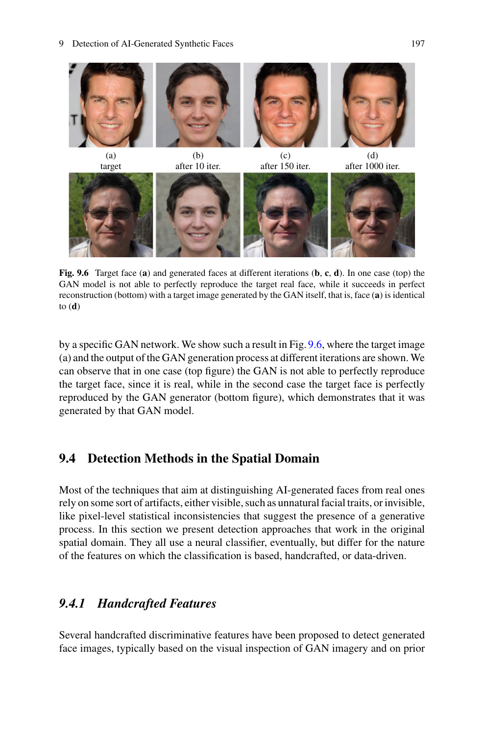(a)
target

(b)
after 10 iter.

(c)
after 150 iter.

(d)
after 1000 iter.

**Fig. 9.6** Target face (**a**) and generated faces at different iterations (**b**, **c**, **d**). In one case (top) the GAN model is not able to perfectly reproduce the target real face, while it succeeds in perfect reconstruction (bottom) with a target image generated by the GAN itself, that is, face (**a**) is identical to (**d**)

by a specific GAN network. We show such a result in Fig. 9.6, where the target image (a) and the output of the GAN generation process at different iterations are shown. We can observe that in one case (top figure) the GAN is not able to perfectly reproduce the target face, since it is real, while in the second case the target face is perfectly reproduced by the GAN generator (bottom figure), which demonstrates that it was generated by that GAN model.

## 9.4 Detection Methods in the Spatial Domain

Most of the techniques that aim at distinguishing AI-generated faces from real ones rely on some sort of artifacts, either visible, such as unnatural facial traits, or invisible, like pixel-level statistical inconsistencies that suggest the presence of a generative process. In this section we present detection approaches that work in the original spatial domain. They all use a neural classifier, eventually, but differ for the nature of the features on which the classification is based, handcrafted, or data-driven.

### *9.4.1 Handcrafted Features*

Several handcrafted discriminative features have been proposed to detect generated face images, typically based on the visual inspection of GAN imagery and on prior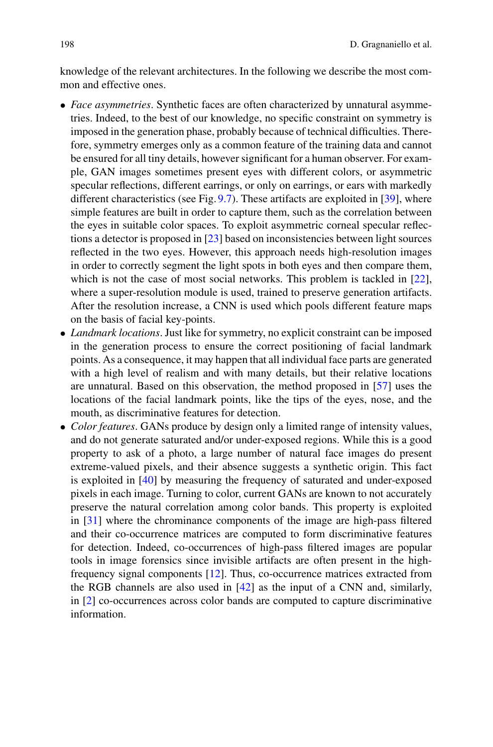knowledge of the relevant architectures. In the following we describe the most common and effective ones.

- *Face asymmetries*. Synthetic faces are often characterized by unnatural asymmetries. Indeed, to the best of our knowledge, no specific constraint on symmetry is imposed in the generation phase, probably because of technical difficulties. Therefore, symmetry emerges only as a common feature of the training data and cannot be ensured for all tiny details, however significant for a human observer. For example, GAN images sometimes present eyes with different colors, or asymmetric specular reflections, different earrings, or only on earrings, or ears with markedly different characteristics (see Fig. 9.7). These artifacts are exploited in [39], where simple features are built in order to capture them, such as the correlation between the eyes in suitable color spaces. To exploit asymmetric corneal specular reflections a detector is proposed in [23] based on inconsistencies between light sources reflected in the two eyes. However, this approach needs high-resolution images in order to correctly segment the light spots in both eyes and then compare them, which is not the case of most social networks. This problem is tackled in [22], where a super-resolution module is used, trained to preserve generation artifacts. After the resolution increase, a CNN is used which pools different feature maps on the basis of facial key-points.
- *Landmark locations*. Just like for symmetry, no explicit constraint can be imposed in the generation process to ensure the correct positioning of facial landmark points. As a consequence, it may happen that all individual face parts are generated with a high level of realism and with many details, but their relative locations are unnatural. Based on this observation, the method proposed in [57] uses the locations of the facial landmark points, like the tips of the eyes, nose, and the mouth, as discriminative features for detection.
- *Color features*. GANs produce by design only a limited range of intensity values, and do not generate saturated and/or under-exposed regions. While this is a good property to ask of a photo, a large number of natural face images do present extreme-valued pixels, and their absence suggests a synthetic origin. This fact is exploited in [40] by measuring the frequency of saturated and under-exposed pixels in each image. Turning to color, current GANs are known to not accurately preserve the natural correlation among color bands. This property is exploited in [31] where the chrominance components of the image are high-pass filtered and their co-occurrence matrices are computed to form discriminative features for detection. Indeed, co-occurrences of high-pass filtered images are popular tools in image forensics since invisible artifacts are often present in the high-frequency signal components [12]. Thus, co-occurrence matrices extracted from the RGB channels are also used in [42] as the input of a CNN and, similarly, in [2] co-occurrences across color bands are computed to capture discriminative information.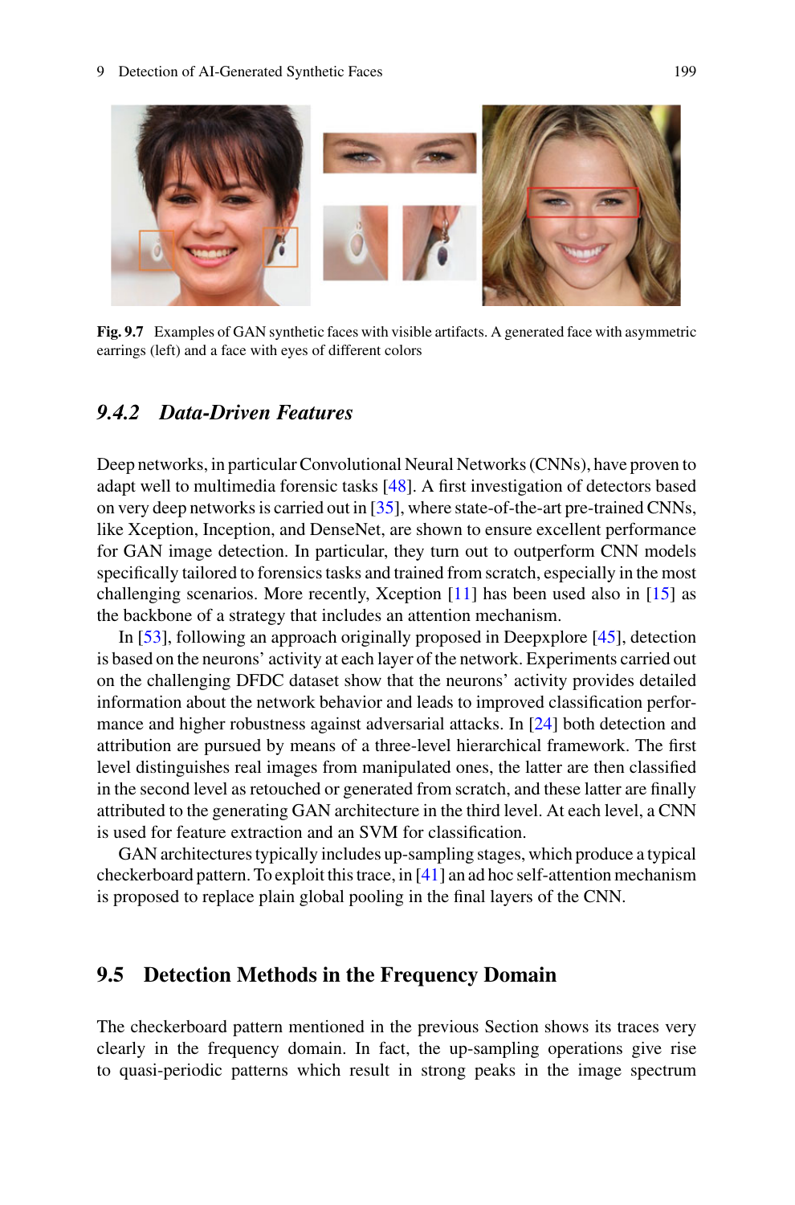Fig. 9.7 Examples of GAN synthetic faces with visible artifacts. A generated face with asymmetric earrings (left) and a face with eyes of different colors

### *9.4.2 Data-Driven Features*

Deep networks, in particular Convolutional Neural Networks (CNNs), have proven to adapt well to multimedia forensic tasks [48]. A first investigation of detectors based on very deep networks is carried out in [35], where state-of-the-art pre-trained CNNs, like Xception, Inception, and DenseNet, are shown to ensure excellent performance for GAN image detection. In particular, they turn out to outperform CNN models specifically tailored to forensics tasks and trained from scratch, especially in the most challenging scenarios. More recently, Xception [11] has been used also in [15] as the backbone of a strategy that includes an attention mechanism.

In [53], following an approach originally proposed in Deepxplore [45], detection is based on the neurons' activity at each layer of the network. Experiments carried out on the challenging DFDC dataset show that the neurons' activity provides detailed information about the network behavior and leads to improved classification performance and higher robustness against adversarial attacks. In [24] both detection and attribution are pursued by means of a three-level hierarchical framework. The first level distinguishes real images from manipulated ones, the latter are then classified in the second level as retouched or generated from scratch, and these latter are finally attributed to the generating GAN architecture in the third level. At each level, a CNN is used for feature extraction and an SVM for classification.

GAN architectures typically includes up-sampling stages, which produce a typical checkerboard pattern. To exploit this trace, in [41] an ad hoc self-attention mechanism is proposed to replace plain global pooling in the final layers of the CNN.

## 9.5 Detection Methods in the Frequency Domain

The checkerboard pattern mentioned in the previous Section shows its traces very clearly in the frequency domain. In fact, the up-sampling operations give rise to quasi-periodic patterns which result in strong peaks in the image spectrum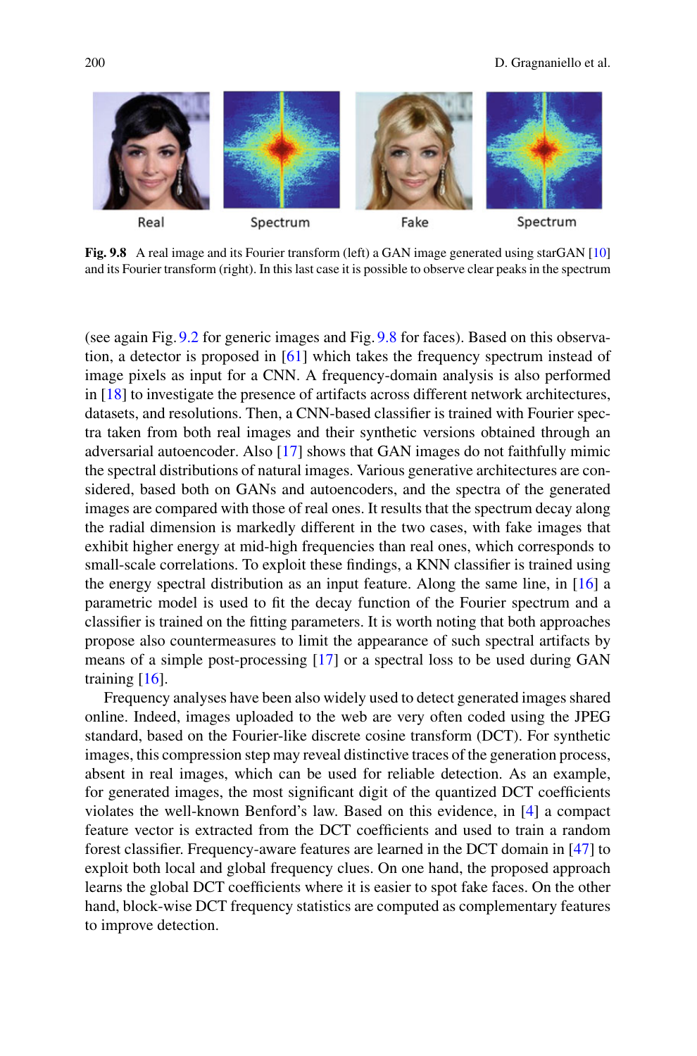Fig. 9.8 A real image and its Fourier transform (left) a GAN image generated using starGAN [10] and its Fourier transform (right). In this last case it is possible to observe clear peaks in the spectrum

(see again Fig. 9.2 for generic images and Fig. 9.8 for faces). Based on this observation, a detector is proposed in [61] which takes the frequency spectrum instead of image pixels as input for a CNN. A frequency-domain analysis is also performed in [18] to investigate the presence of artifacts across different network architectures, datasets, and resolutions. Then, a CNN-based classifier is trained with Fourier spectra taken from both real images and their synthetic versions obtained through an adversarial autoencoder. Also [17] shows that GAN images do not faithfully mimic the spectral distributions of natural images. Various generative architectures are considered, based both on GANs and autoencoders, and the spectra of the generated images are compared with those of real ones. It results that the spectrum decay along the radial dimension is markedly different in the two cases, with fake images that exhibit higher energy at mid-high frequencies than real ones, which corresponds to small-scale correlations. To exploit these findings, a KNN classifier is trained using the energy spectral distribution as an input feature. Along the same line, in [16] a parametric model is used to fit the decay function of the Fourier spectrum and a classifier is trained on the fitting parameters. It is worth noting that both approaches propose also countermeasures to limit the appearance of such spectral artifacts by means of a simple post-processing [17] or a spectral loss to be used during GAN training [16].

Frequency analyses have been also widely used to detect generated images shared online. Indeed, images uploaded to the web are very often coded using the JPEG standard, based on the Fourier-like discrete cosine transform (DCT). For synthetic images, this compression step may reveal distinctive traces of the generation process, absent in real images, which can be used for reliable detection. As an example, for generated images, the most significant digit of the quantized DCT coefficients violates the well-known Benford's law. Based on this evidence, in [4] a compact feature vector is extracted from the DCT coefficients and used to train a random forest classifier. Frequency-aware features are learned in the DCT domain in [47] to exploit both local and global frequency clues. On one hand, the proposed approach learns the global DCT coefficients where it is easier to spot fake faces. On the other hand, block-wise DCT frequency statistics are computed as complementary features to improve detection.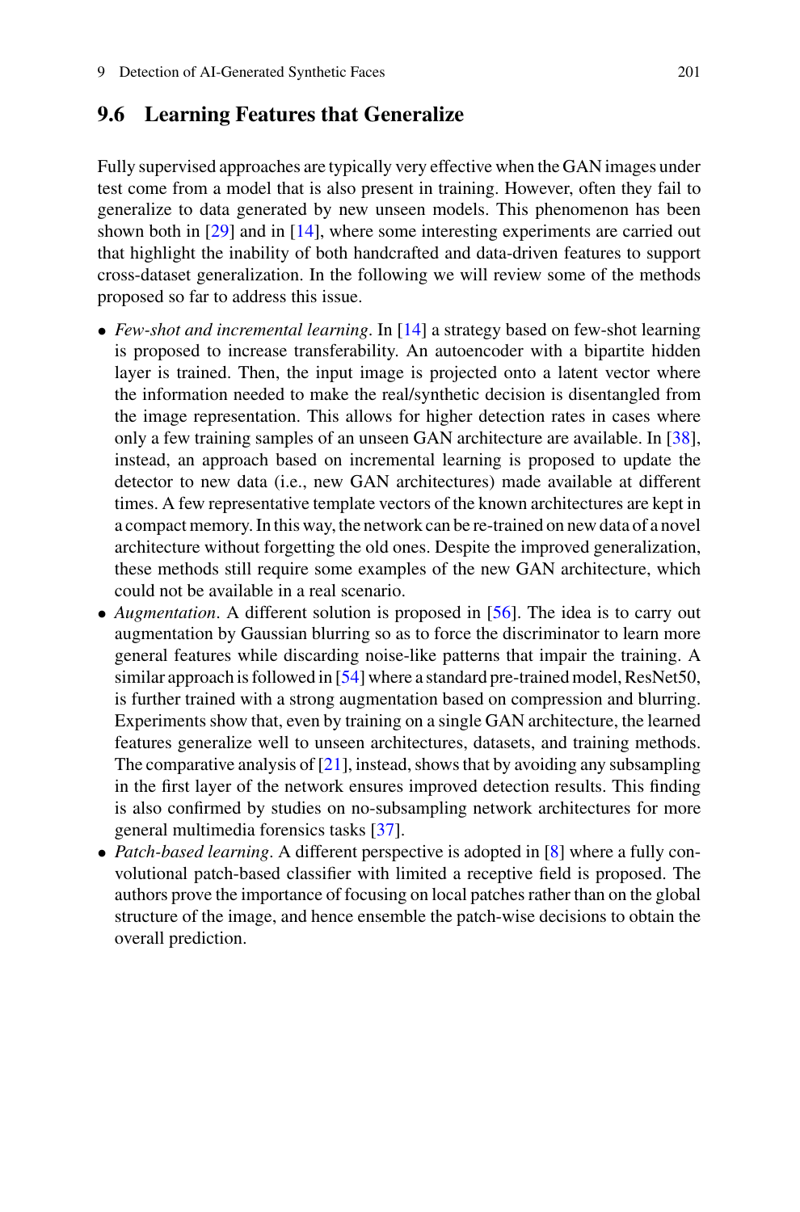## 9.6 Learning Features that Generalize

Fully supervised approaches are typically very effective when the GAN images under test come from a model that is also present in training. However, often they fail to generalize to data generated by new unseen models. This phenomenon has been shown both in [29] and in [14], where some interesting experiments are carried out that highlight the inability of both handcrafted and data-driven features to support cross-dataset generalization. In the following we will review some of the methods proposed so far to address this issue.

- *Few-shot and incremental learning*. In [14] a strategy based on few-shot learning is proposed to increase transferability. An autoencoder with a bipartite hidden layer is trained. Then, the input image is projected onto a latent vector where the information needed to make the real/synthetic decision is disentangled from the image representation. This allows for higher detection rates in cases where only a few training samples of an unseen GAN architecture are available. In [38], instead, an approach based on incremental learning is proposed to update the detector to new data (i.e., new GAN architectures) made available at different times. A few representative template vectors of the known architectures are kept in a compact memory. In this way, the network can be re-trained on new data of a novel architecture without forgetting the old ones. Despite the improved generalization, these methods still require some examples of the new GAN architecture, which could not be available in a real scenario.
- *Augmentation*. A different solution is proposed in [56]. The idea is to carry out augmentation by Gaussian blurring so as to force the discriminator to learn more general features while discarding noise-like patterns that impair the training. A similar approach is followed in [54] where a standard pre-trained model, ResNet50, is further trained with a strong augmentation based on compression and blurring. Experiments show that, even by training on a single GAN architecture, the learned features generalize well to unseen architectures, datasets, and training methods. The comparative analysis of [21], instead, shows that by avoiding any subsampling in the first layer of the network ensures improved detection results. This finding is also confirmed by studies on no-subsampling network architectures for more general multimedia forensics tasks [37].
- *Patch-based learning*. A different perspective is adopted in [8] where a fully convolutional patch-based classifier with limited a receptive field is proposed. The authors prove the importance of focusing on local patches rather than on the global structure of the image, and hence ensemble the patch-wise decisions to obtain the overall prediction.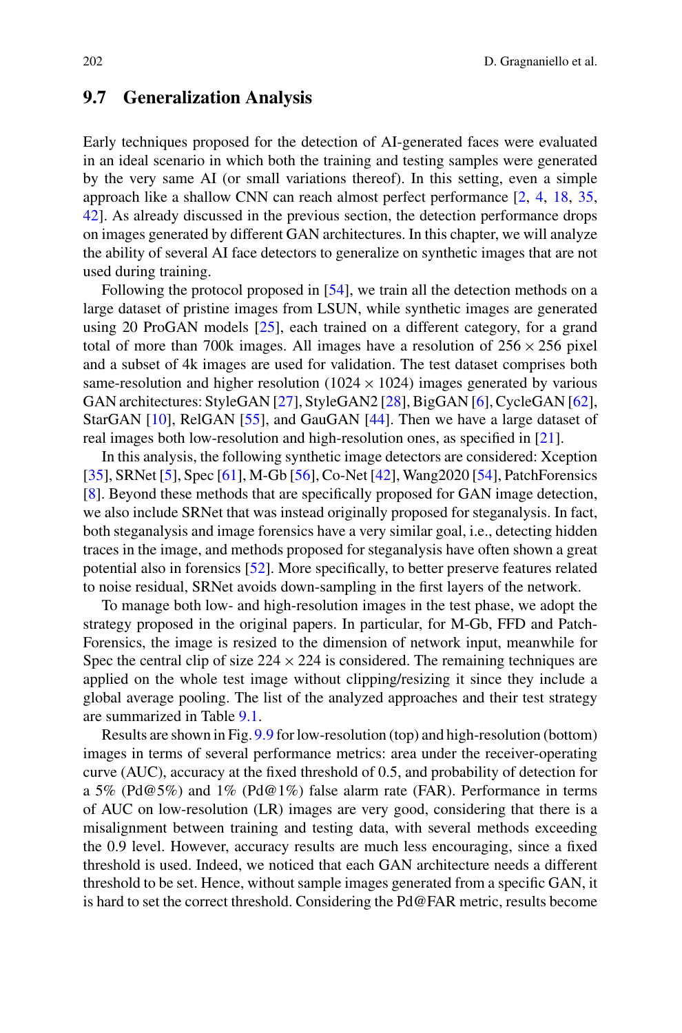## 9.7 Generalization Analysis

Early techniques proposed for the detection of AI-generated faces were evaluated in an ideal scenario in which both the training and testing samples were generated by the very same AI (or small variations thereof). In this setting, even a simple approach like a shallow CNN can reach almost perfect performance [2, 4, 18, 35, 42]. As already discussed in the previous section, the detection performance drops on images generated by different GAN architectures. In this chapter, we will analyze the ability of several AI face detectors to generalize on synthetic images that are not used during training.

Following the protocol proposed in [54], we train all the detection methods on a large dataset of pristine images from LSUN, while synthetic images are generated using 20 ProGAN models [25], each trained on a different category, for a grand total of more than 700k images. All images have a resolution of $256 \times 256$ pixel and a subset of 4k images are used for validation. The test dataset comprises both same-resolution and higher resolution ($1024 \times 1024$) images generated by various GAN architectures: StyleGAN [27], StyleGAN2 [28], BigGAN [6], CycleGAN [62], StarGAN [10], RelGAN [55], and GauGAN [44]. Then we have a large dataset of real images both low-resolution and high-resolution ones, as specified in [21].

In this analysis, the following synthetic image detectors are considered: Xception [35], SRNet [5], Spec [61], M-Gb [56], Co-Net [42], Wang2020 [54], PatchForensics [8]. Beyond these methods that are specifically proposed for GAN image detection, we also include SRNet that was instead originally proposed for steganalysis. In fact, both steganalysis and image forensics have a very similar goal, i.e., detecting hidden traces in the image, and methods proposed for steganalysis have often shown a great potential also in forensics [52]. More specifically, to better preserve features related to noise residual, SRNet avoids down-sampling in the first layers of the network.

To manage both low- and high-resolution images in the test phase, we adopt the strategy proposed in the original papers. In particular, for M-Gb, FFD and PatchForensics, the image is resized to the dimension of network input, meanwhile for Spec the central clip of size $224 \times 224$ is considered. The remaining techniques are applied on the whole test image without clipping/resizing it since they include a global average pooling. The list of the analyzed approaches and their test strategy are summarized in Table 9.1.

Results are shown in Fig. 9.9 for low-resolution (top) and high-resolution (bottom) images in terms of several performance metrics: area under the receiver-operating curve (AUC), accuracy at the fixed threshold of 0.5, and probability of detection for a 5% (Pd@5%) and 1% (Pd@1%) false alarm rate (FAR). Performance in terms of AUC on low-resolution (LR) images are very good, considering that there is a misalignment between training and testing data, with several methods exceeding the 0.9 level. However, accuracy results are much less encouraging, since a fixed threshold is used. Indeed, we noticed that each GAN architecture needs a different threshold to be set. Hence, without sample images generated from a specific GAN, it is hard to set the correct threshold. Considering the Pd@FAR metric, results become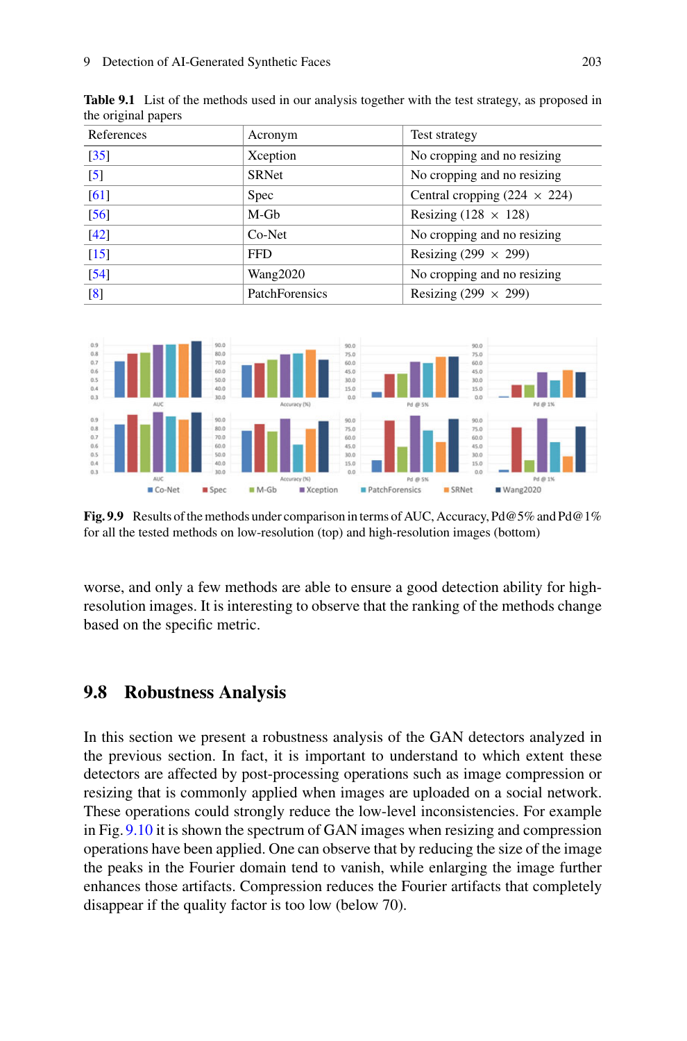**Table 9.1** List of the methods used in our analysis together with the test strategy, as proposed in the original papers

| References | Acronym | Test strategy |
|---|---|---|
| [35] | Xception | No cropping and no resizing |
| [5] | SRNet | No cropping and no resizing |
| [61] | Spec | Central cropping (224 × 224) |
| [56] | M-Gb | Resizing (128 × 128) |
| [42] | Co-Net | No cropping and no resizing |
| [15] | FFD | Resizing (299 × 299) |
| [54] | Wang2020 | No cropping and no resizing |
| [8] | PatchForensics | Resizing (299 × 299) |

**Fig. 9.9** Results of the methods under comparison in terms of AUC, Accuracy, Pd@5% and Pd@1% for all the tested methods on low-resolution (top) and high-resolution images (bottom)

worse, and only a few methods are able to ensure a good detection ability for high-resolution images. It is interesting to observe that the ranking of the methods change based on the specific metric.

## 9.8 Robustness Analysis

In this section we present a robustness analysis of the GAN detectors analyzed in the previous section. In fact, it is important to understand to which extent these detectors are affected by post-processing operations such as image compression or resizing that is commonly applied when images are uploaded on a social network. These operations could strongly reduce the low-level inconsistencies. For example in Fig. 9.10 it is shown the spectrum of GAN images when resizing and compression operations have been applied. One can observe that by reducing the size of the image the peaks in the Fourier domain tend to vanish, while enlarging the image further enhances those artifacts. Compression reduces the Fourier artifacts that completely disappear if the quality factor is too low (below 70).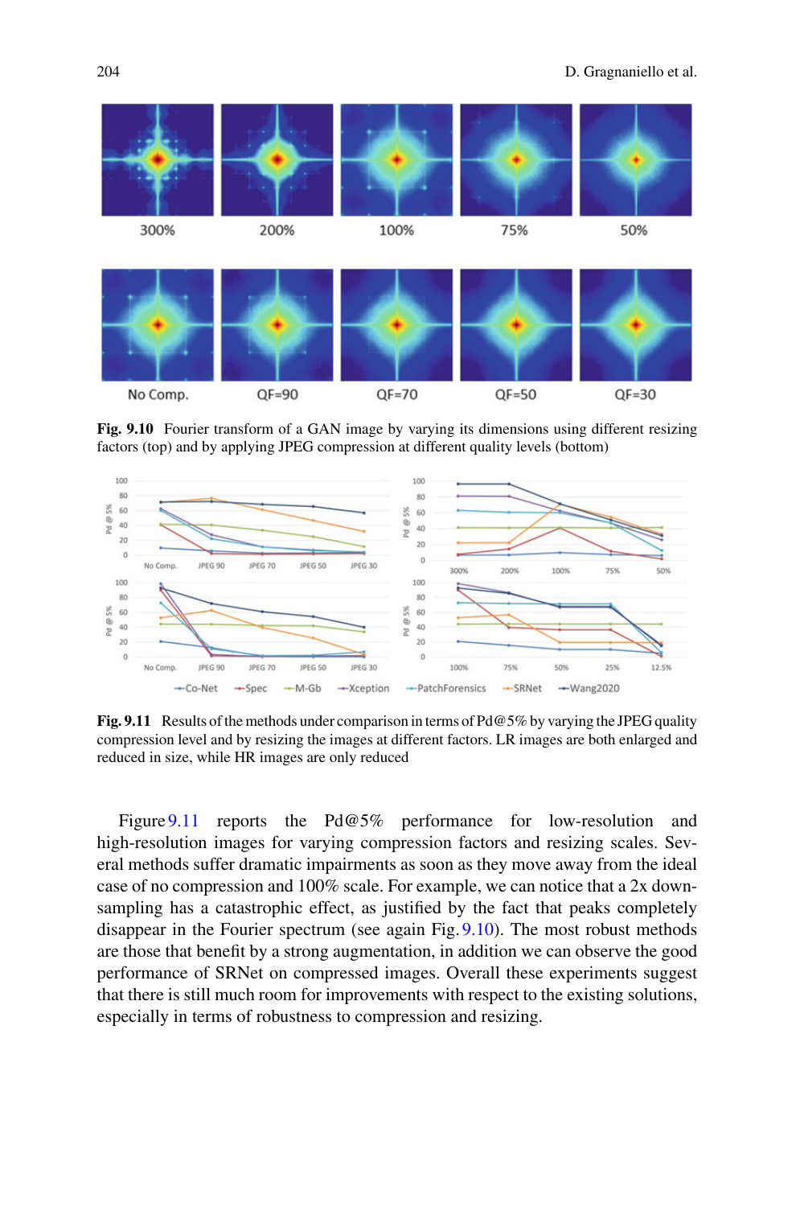Fig. 9.10 Fourier transform of a GAN image by varying its dimensions using different resizing factors (top) and by applying JPEG compression at different quality levels (bottom)

Fig. 9.11 Results of the methods under comparison in terms of Pd@5% by varying the JPEG quality compression level and by resizing the images at different factors. LR images are both enlarged and reduced in size, while HR images are only reduced

Figure 9.11 reports the Pd@5% performance for low-resolution and high-resolution images for varying compression factors and resizing scales. Several methods suffer dramatic impairments as soon as they move away from the ideal case of no compression and 100% scale. For example, we can notice that a 2x downsampling has a catastrophic effect, as justified by the fact that peaks completely disappear in the Fourier spectrum (see again Fig. 9.10). The most robust methods are those that benefit by a strong augmentation, in addition we can observe the good performance of SRNet on compressed images. Overall these experiments suggest that there is still much room for improvements with respect to the existing solutions, especially in terms of robustness to compression and resizing.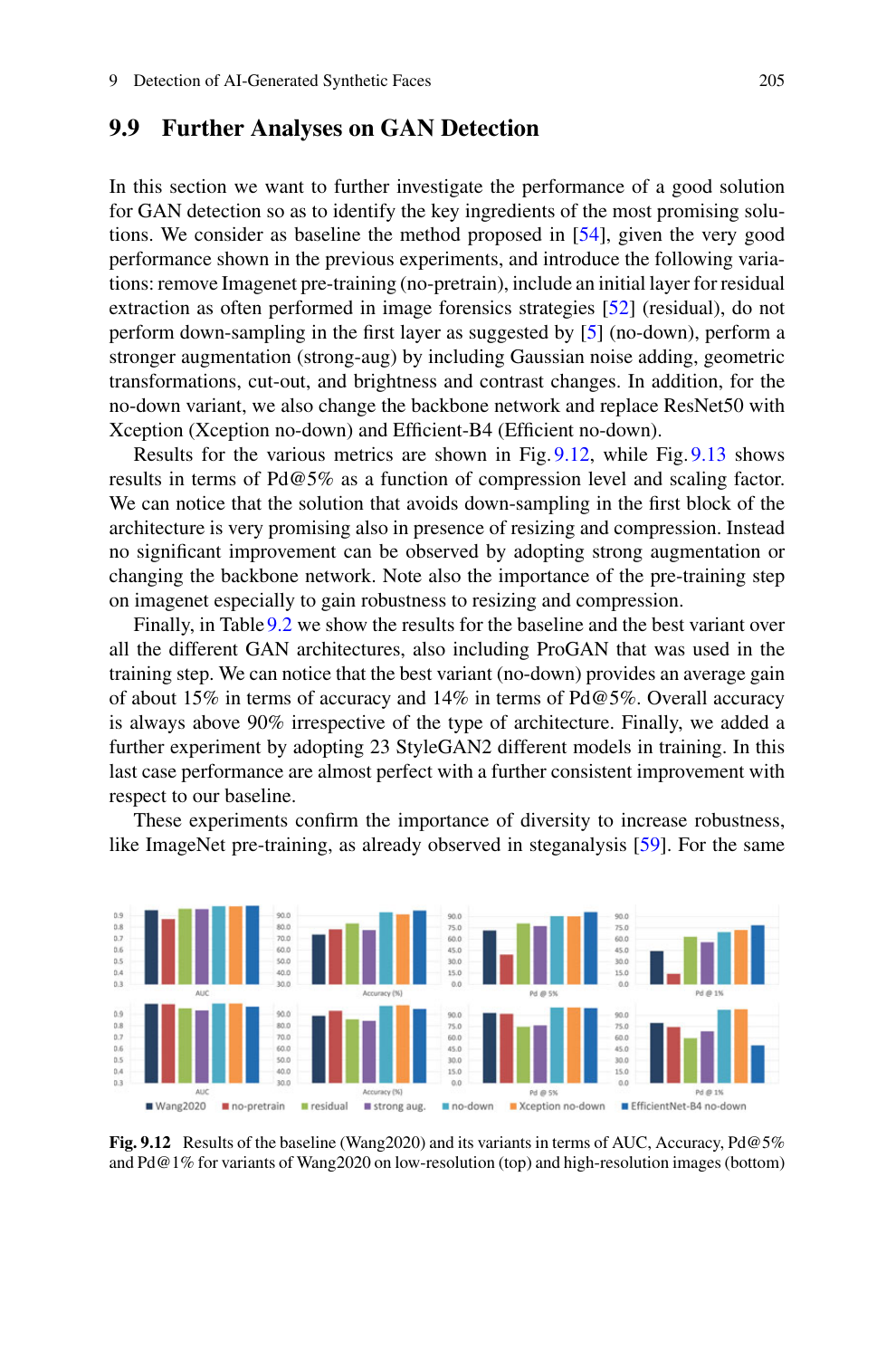## 9.9 Further Analyses on GAN Detection

In this section we want to further investigate the performance of a good solution for GAN detection so as to identify the key ingredients of the most promising solutions. We consider as baseline the method proposed in [54], given the very good performance shown in the previous experiments, and introduce the following variations: remove Imagenet pre-training (no-pretrain), include an initial layer for residual extraction as often performed in image forensics strategies [52] (residual), do not perform down-sampling in the first layer as suggested by [5] (no-down), perform a stronger augmentation (strong-aug) by including Gaussian noise adding, geometric transformations, cut-out, and brightness and contrast changes. In addition, for the no-down variant, we also change the backbone network and replace ResNet50 with Xception (Xception no-down) and Efficient-B4 (Efficient no-down).

Results for the various metrics are shown in Fig. 9.12, while Fig. 9.13 shows results in terms of Pd@5% as a function of compression level and scaling factor. We can notice that the solution that avoids down-sampling in the first block of the architecture is very promising also in presence of resizing and compression. Instead no significant improvement can be observed by adopting strong augmentation or changing the backbone network. Note also the importance of the pre-training step on imagenet especially to gain robustness to resizing and compression.

Finally, in Table 9.2 we show the results for the baseline and the best variant over all the different GAN architectures, also including ProGAN that was used in the training step. We can notice that the best variant (no-down) provides an average gain of about 15% in terms of accuracy and 14% in terms of Pd@5%. Overall accuracy is always above 90% irrespective of the type of architecture. Finally, we added a further experiment by adopting 23 StyleGAN2 different models in training. In this last case performance are almost perfect with a further consistent improvement with respect to our baseline.

These experiments confirm the importance of diversity to increase robustness, like ImageNet pre-training, as already observed in steganalysis [59]. For the same

**Fig. 9.12** Results of the baseline (Wang2020) and its variants in terms of AUC, Accuracy, Pd@5% and Pd@1% for variants of Wang2020 on low-resolution (top) and high-resolution images (bottom)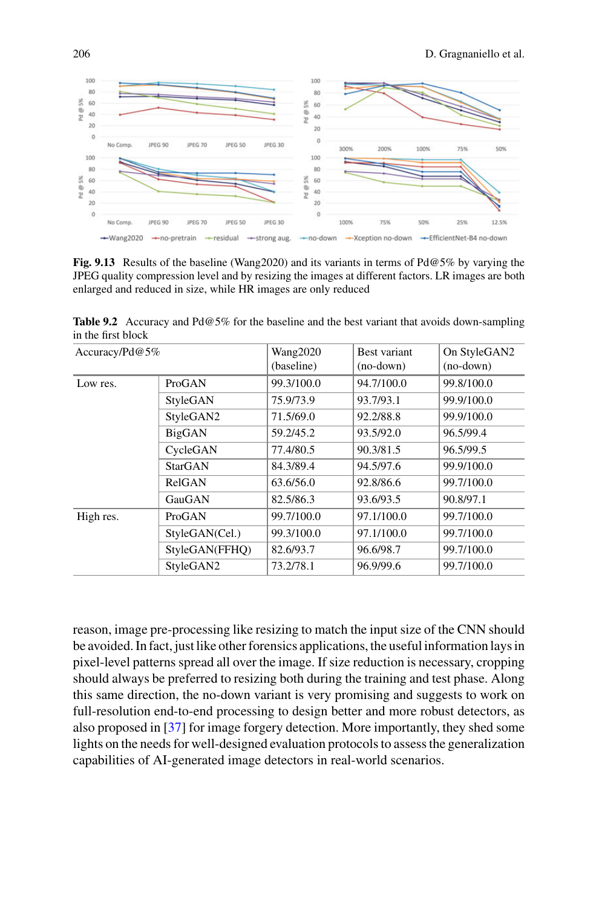**Fig. 9.13** Results of the baseline (Wang2020) and its variants in terms of Pd@5% by varying the JPEG quality compression level and by resizing the images at different factors. LR images are both enlarged and reduced in size, while HR images are only reduced

**Table 9.2** Accuracy and Pd@5% for the baseline and the best variant that avoids down-sampling in the first block

| Accuracy/Pd@5% | | Wang2020 (baseline) | Best variant (no-down) | On StyleGAN2 (no-down) |
|---|---|---|---|---|
| Low res. | ProGAN | 99.3/100.0 | 94.7/100.0 | 99.8/100.0 |
| | StyleGAN | 75.9/73.9 | 93.7/93.1 | 99.9/100.0 |
| | StyleGAN2 | 71.5/69.0 | 92.2/88.8 | 99.9/100.0 |
| | BigGAN | 59.2/45.2 | 93.5/92.0 | 96.5/99.4 |
| | CycleGAN | 77.4/80.5 | 90.3/81.5 | 96.5/99.5 |
| | StarGAN | 84.3/89.4 | 94.5/97.6 | 99.9/100.0 |
| | RelGAN | 63.6/56.0 | 92.8/86.6 | 99.7/100.0 |
| | GauGAN | 82.5/86.3 | 93.6/93.5 | 90.8/97.1 |
| High res. | ProGAN | 99.7/100.0 | 97.1/100.0 | 99.7/100.0 |
| | StyleGAN(Cel.) | 99.3/100.0 | 97.1/100.0 | 99.7/100.0 |
| | StyleGAN(FFHQ) | 82.6/93.7 | 96.6/98.7 | 99.7/100.0 |
| | StyleGAN2 | 73.2/78.1 | 96.9/99.6 | 99.7/100.0 |

reason, image pre-processing like resizing to match the input size of the CNN should be avoided. In fact, just like other forensics applications, the useful information lays in pixel-level patterns spread all over the image. If size reduction is necessary, cropping should always be preferred to resizing both during the training and test phase. Along this same direction, the no-down variant is very promising and suggests to work on full-resolution end-to-end processing to design better and more robust detectors, as also proposed in [37] for image forgery detection. More importantly, they shed some lights on the needs for well-designed evaluation protocols to assess the generalization capabilities of AI-generated image detectors in real-world scenarios.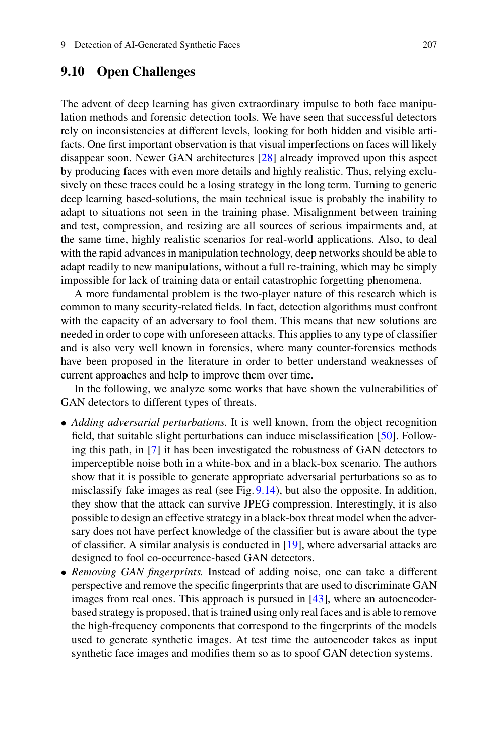## 9.10 Open Challenges

The advent of deep learning has given extraordinary impulse to both face manipulation methods and forensic detection tools. We have seen that successful detectors rely on inconsistencies at different levels, looking for both hidden and visible artifacts. One first important observation is that visual imperfections on faces will likely disappear soon. Newer GAN architectures [28] already improved upon this aspect by producing faces with even more details and highly realistic. Thus, relying exclusively on these traces could be a losing strategy in the long term. Turning to generic deep learning based-solutions, the main technical issue is probably the inability to adapt to situations not seen in the training phase. Misalignment between training and test, compression, and resizing are all sources of serious impairments and, at the same time, highly realistic scenarios for real-world applications. Also, to deal with the rapid advances in manipulation technology, deep networks should be able to adapt readily to new manipulations, without a full re-training, which may be simply impossible for lack of training data or entail catastrophic forgetting phenomena.

A more fundamental problem is the two-player nature of this research which is common to many security-related fields. In fact, detection algorithms must confront with the capacity of an adversary to fool them. This means that new solutions are needed in order to cope with unforeseen attacks. This applies to any type of classifier and is also very well known in forensics, where many counter-forensics methods have been proposed in the literature in order to better understand weaknesses of current approaches and help to improve them over time.

In the following, we analyze some works that have shown the vulnerabilities of GAN detectors to different types of threats.

- *Adding adversarial perturbations.* It is well known, from the object recognition field, that suitable slight perturbations can induce misclassification [50]. Following this path, in [7] it has been investigated the robustness of GAN detectors to imperceptible noise both in a white-box and in a black-box scenario. The authors show that it is possible to generate appropriate adversarial perturbations so as to misclassify fake images as real (see Fig. 9.14), but also the opposite. In addition, they show that the attack can survive JPEG compression. Interestingly, it is also possible to design an effective strategy in a black-box threat model when the adversary does not have perfect knowledge of the classifier but is aware about the type of classifier. A similar analysis is conducted in [19], where adversarial attacks are designed to fool co-occurrence-based GAN detectors.
- *Removing GAN fingerprints.* Instead of adding noise, one can take a different perspective and remove the specific fingerprints that are used to discriminate GAN images from real ones. This approach is pursued in [43], where an autoencoder-based strategy is proposed, that is trained using only real faces and is able to remove the high-frequency components that correspond to the fingerprints of the models used to generate synthetic images. At test time the autoencoder takes as input synthetic face images and modifies them so as to spoof GAN detection systems.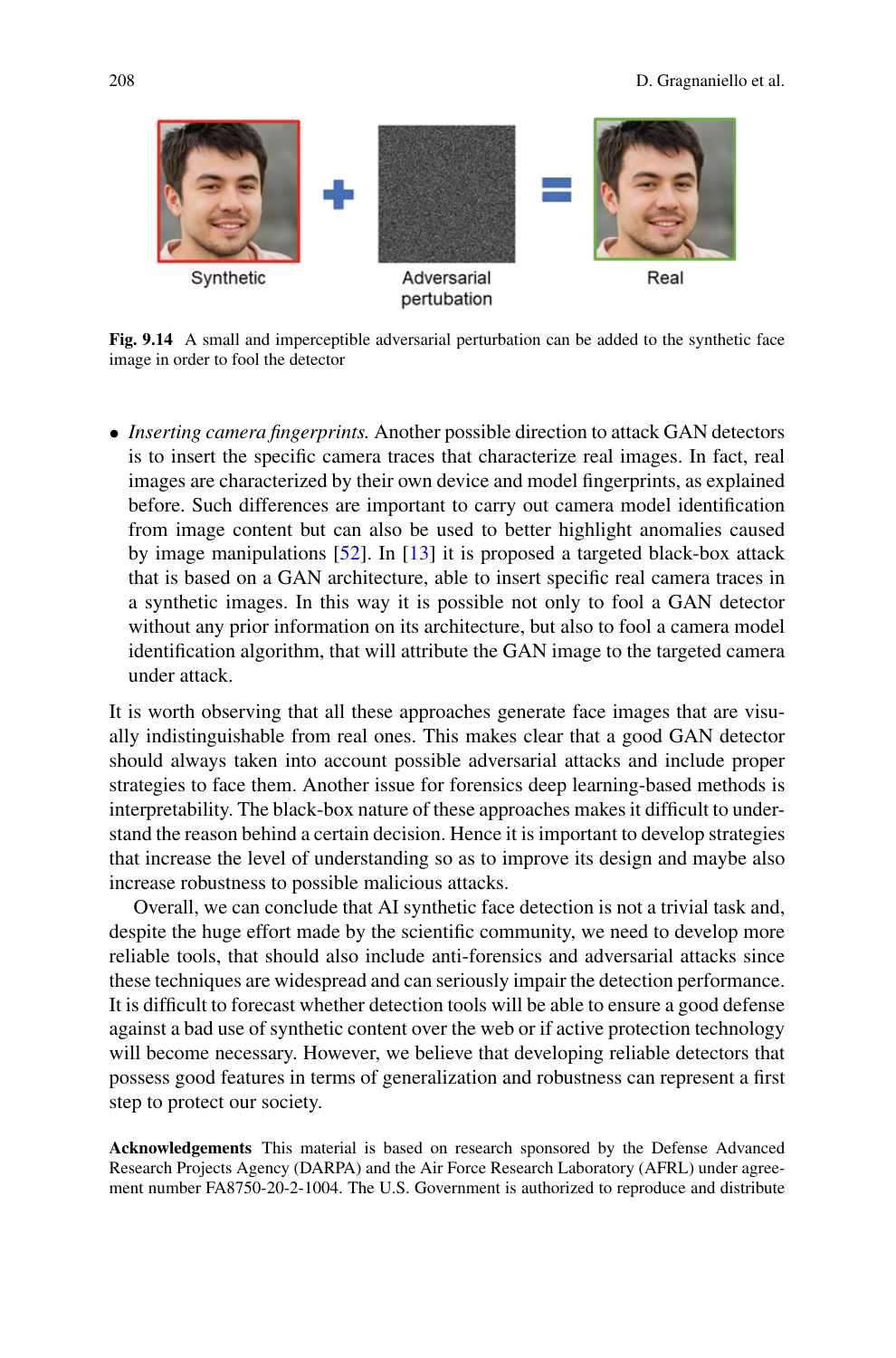Synthetic

Adversarial pertubation

Real

**Fig. 9.14** A small and imperceptible adversarial perturbation can be added to the synthetic face image in order to fool the detector

- *Inserting camera fingerprints.* Another possible direction to attack GAN detectors is to insert the specific camera traces that characterize real images. In fact, real images are characterized by their own device and model fingerprints, as explained before. Such differences are important to carry out camera model identification from image content but can also be used to better highlight anomalies caused by image manipulations [52]. In [13] it is proposed a targeted black-box attack that is based on a GAN architecture, able to insert specific real camera traces in a synthetic images. In this way it is possible not only to fool a GAN detector without any prior information on its architecture, but also to fool a camera model identification algorithm, that will attribute the GAN image to the targeted camera under attack.

It is worth observing that all these approaches generate face images that are visually indistinguishable from real ones. This makes clear that a good GAN detector should always taken into account possible adversarial attacks and include proper strategies to face them. Another issue for forensics deep learning-based methods is interpretability. The black-box nature of these approaches makes it difficult to understand the reason behind a certain decision. Hence it is important to develop strategies that increase the level of understanding so as to improve its design and maybe also increase robustness to possible malicious attacks.

Overall, we can conclude that AI synthetic face detection is not a trivial task and, despite the huge effort made by the scientific community, we need to develop more reliable tools, that should also include anti-forensics and adversarial attacks since these techniques are widespread and can seriously impair the detection performance. It is difficult to forecast whether detection tools will be able to ensure a good defense against a bad use of synthetic content over the web or if active protection technology will become necessary. However, we believe that developing reliable detectors that possess good features in terms of generalization and robustness can represent a first step to protect our society.

**Acknowledgements** This material is based on research sponsored by the Defense Advanced Research Projects Agency (DARPA) and the Air Force Research Laboratory (AFRL) under agreement number FA8750-20-2-1004. The U.S. Government is authorized to reproduce and distribute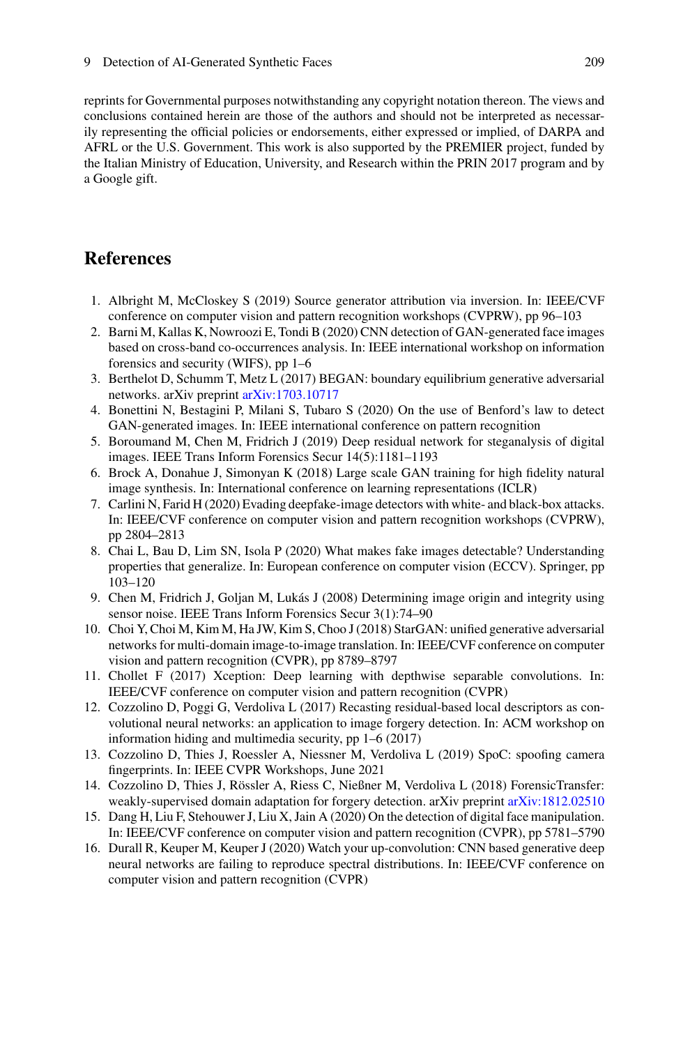reprints for Governmental purposes notwithstanding any copyright notation thereon. The views and conclusions contained herein are those of the authors and should not be interpreted as necessarily representing the official policies or endorsements, either expressed or implied, of DARPA and AFRL or the U.S. Government. This work is also supported by the PREMIER project, funded by the Italian Ministry of Education, University, and Research within the PRIN 2017 program and by a Google gift.

## References

1. Albright M, McCloskey S (2019) Source generator attribution via inversion. In: IEEE/CVF conference on computer vision and pattern recognition workshops (CVPRW), pp 96–103
2. Barni M, Kallas K, Nowroozi E, Tondi B (2020) CNN detection of GAN-generated face images based on cross-band co-occurrences analysis. In: IEEE international workshop on information forensics and security (WIFS), pp 1–6
3. Berthelot D, Schumm T, Metz L (2017) BEGAN: boundary equilibrium generative adversarial networks. arXiv preprint arXiv:1703.10717
4. Bonettini N, Bestagini P, Milani S, Tubaro S (2020) On the use of Benford's law to detect GAN-generated images. In: IEEE international conference on pattern recognition
5. Boroumand M, Chen M, Fridrich J (2019) Deep residual network for steganalysis of digital images. IEEE Trans Inform Forensics Secur 14(5):1181–1193
6. Brock A, Donahue J, Simonyan K (2018) Large scale GAN training for high fidelity natural image synthesis. In: International conference on learning representations (ICLR)
7. Carlini N, Farid H (2020) Evading deepfake-image detectors with white- and black-box attacks. In: IEEE/CVF conference on computer vision and pattern recognition workshops (CVPRW), pp 2804–2813
8. Chai L, Bau D, Lim SN, Isola P (2020) What makes fake images detectable? Understanding properties that generalize. In: European conference on computer vision (ECCV). Springer, pp 103–120
9. Chen M, Fridrich J, Goljan M, Lukás J (2008) Determining image origin and integrity using sensor noise. IEEE Trans Inform Forensics Secur 3(1):74–90
10. Choi Y, Choi M, Kim M, Ha JW, Kim S, Choo J (2018) StarGAN: unified generative adversarial networks for multi-domain image-to-image translation. In: IEEE/CVF conference on computer vision and pattern recognition (CVPR), pp 8789–8797
11. Chollet F (2017) Xception: Deep learning with depthwise separable convolutions. In: IEEE/CVF conference on computer vision and pattern recognition (CVPR)
12. Cozzolino D, Poggi G, Verdoliva L (2017) Recasting residual-based local descriptors as convolutional neural networks: an application to image forgery detection. In: ACM workshop on information hiding and multimedia security, pp 1–6 (2017)
13. Cozzolino D, Thies J, Roessler A, Niessner M, Verdoliva L (2019) SpoC: spoofing camera fingerprints. In: IEEE CVPR Workshops, June 2021
14. Cozzolino D, Thies J, Rössler A, Riess C, Nießner M, Verdoliva L (2018) ForensicTransfer: weakly-supervised domain adaptation for forgery detection. arXiv preprint arXiv:1812.02510
15. Dang H, Liu F, Stehouwer J, Liu X, Jain A (2020) On the detection of digital face manipulation. In: IEEE/CVF conference on computer vision and pattern recognition (CVPR), pp 5781–5790
16. Durall R, Keuper M, Keuper J (2020) Watch your up-convolution: CNN based generative deep neural networks are failing to reproduce spectral distributions. In: IEEE/CVF conference on computer vision and pattern recognition (CVPR)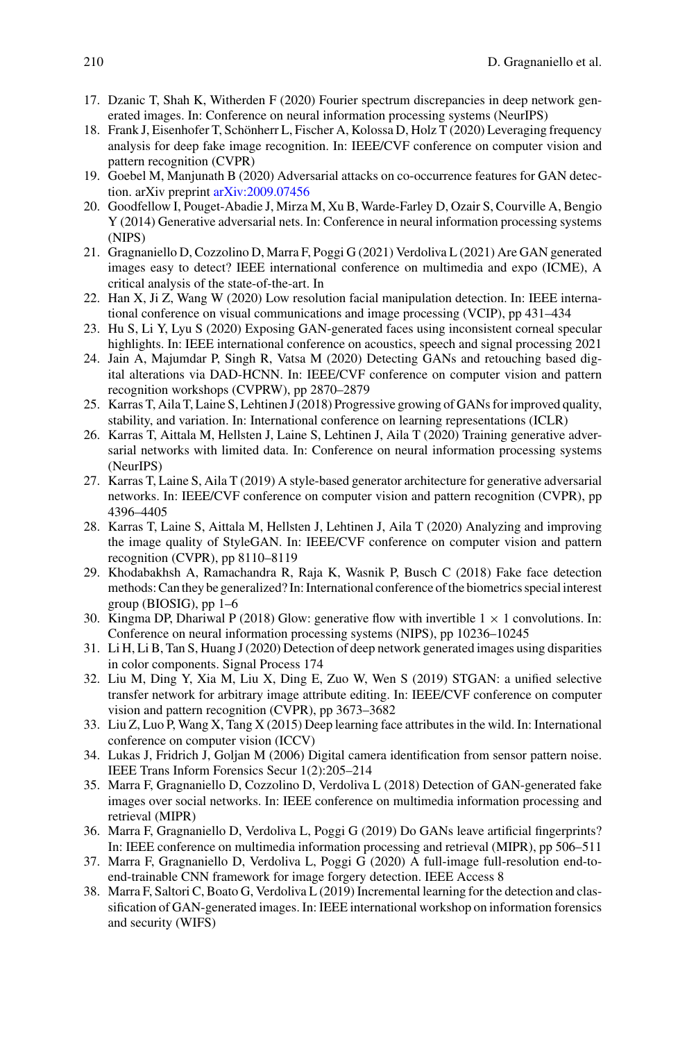17. Dzanic T, Shah K, Witherden F (2020) Fourier spectrum discrepancies in deep network generated images. In: Conference on neural information processing systems (NeurIPS)
18. Frank J, Eisenhofer T, Schönherr L, Fischer A, Kolossa D, Holz T (2020) Leveraging frequency analysis for deep fake image recognition. In: IEEE/CVF conference on computer vision and pattern recognition (CVPR)
19. Goebel M, Manjunath B (2020) Adversarial attacks on co-occurrence features for GAN detection. arXiv preprint arXiv:2009.07456
20. Goodfellow I, Pouget-Abadie J, Mirza M, Xu B, Warde-Farley D, Ozair S, Courville A, Bengio Y (2014) Generative adversarial nets. In: Conference in neural information processing systems (NIPS)
21. Gragnaniello D, Cozzolino D, Marra F, Poggi G (2021) Verdoliva L (2021) Are GAN generated images easy to detect? IEEE international conference on multimedia and expo (ICME), A critical analysis of the state-of-the-art. In
22. Han X, Ji Z, Wang W (2020) Low resolution facial manipulation detection. In: IEEE international conference on visual communications and image processing (VCIP), pp 431–434
23. Hu S, Li Y, Lyu S (2020) Exposing GAN-generated faces using inconsistent corneal specular highlights. In: IEEE international conference on acoustics, speech and signal processing 2021
24. Jain A, Majumdar P, Singh R, Vatsa M (2020) Detecting GANs and retouching based digital alterations via DAD-HCNN. In: IEEE/CVF conference on computer vision and pattern recognition workshops (CVPRW), pp 2870–2879
25. Karras T, Aila T, Laine S, Lehtinen J (2018) Progressive growing of GANs for improved quality, stability, and variation. In: International conference on learning representations (ICLR)
26. Karras T, Aittala M, Hellsten J, Laine S, Lehtinen J, Aila T (2020) Training generative adversarial networks with limited data. In: Conference on neural information processing systems (NeurIPS)
27. Karras T, Laine S, Aila T (2019) A style-based generator architecture for generative adversarial networks. In: IEEE/CVF conference on computer vision and pattern recognition (CVPR), pp 4396–4405
28. Karras T, Laine S, Aittala M, Hellsten J, Lehtinen J, Aila T (2020) Analyzing and improving the image quality of StyleGAN. In: IEEE/CVF conference on computer vision and pattern recognition (CVPR), pp 8110–8119
29. Khodabakhsh A, Ramachandra R, Raja K, Wasnik P, Busch C (2018) Fake face detection methods: Can they be generalized? In: International conference of the biometrics special interest group (BIOSIG), pp 1–6
30. Kingma DP, Dhariwal P (2018) Glow: generative flow with invertible $1 \times 1$ convolutions. In: Conference on neural information processing systems (NIPS), pp 10236–10245
31. Li H, Li B, Tan S, Huang J (2020) Detection of deep network generated images using disparities in color components. Signal Process 174
32. Liu M, Ding Y, Xia M, Liu X, Ding E, Zuo W, Wen S (2019) STGAN: a unified selective transfer network for arbitrary image attribute editing. In: IEEE/CVF conference on computer vision and pattern recognition (CVPR), pp 3673–3682
33. Liu Z, Luo P, Wang X, Tang X (2015) Deep learning face attributes in the wild. In: International conference on computer vision (ICCV)
34. Lukas J, Fridrich J, Goljan M (2006) Digital camera identification from sensor pattern noise. IEEE Trans Inform Forensics Secur 1(2):205–214
35. Marra F, Gragnaniello D, Cozzolino D, Verdoliva L (2018) Detection of GAN-generated fake images over social networks. In: IEEE conference on multimedia information processing and retrieval (MIPR)
36. Marra F, Gragnaniello D, Verdoliva L, Poggi G (2019) Do GANs leave artificial fingerprints? In: IEEE conference on multimedia information processing and retrieval (MIPR), pp 506–511
37. Marra F, Gragnaniello D, Verdoliva L, Poggi G (2020) A full-image full-resolution end-to-end-trainable CNN framework for image forgery detection. IEEE Access 8
38. Marra F, Saltori C, Boato G, Verdoliva L (2019) Incremental learning for the detection and classification of GAN-generated images. In: IEEE international workshop on information forensics and security (WIFS)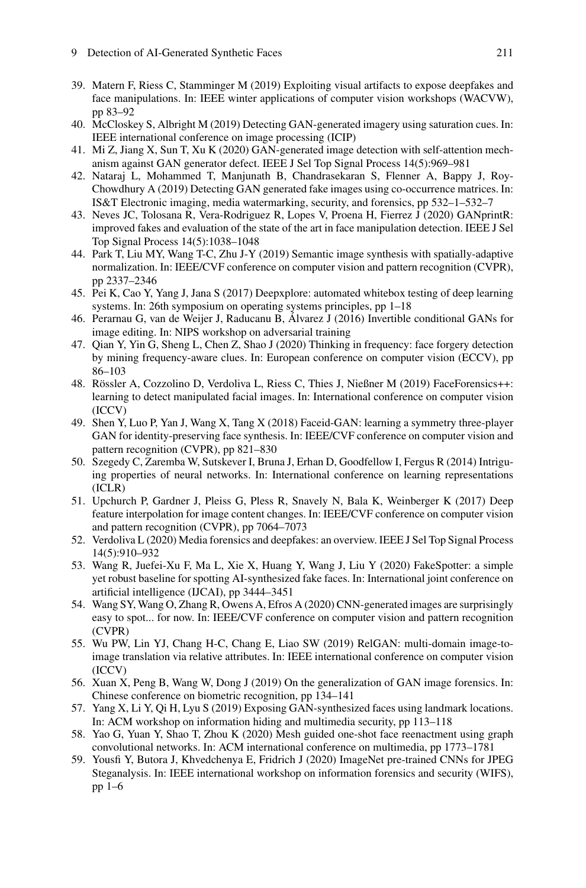39. Matern F, Riess C, Stamminger M (2019) Exploiting visual artifacts to expose deepfakes and face manipulations. In: IEEE winter applications of computer vision workshops (WACVW), pp 83–92
40. McCloskey S, Albright M (2019) Detecting GAN-generated imagery using saturation cues. In: IEEE international conference on image processing (ICIP)
41. Mi Z, Jiang X, Sun T, Xu K (2020) GAN-generated image detection with self-attention mechanism against GAN generator defect. IEEE J Sel Top Signal Process 14(5):969–981
42. Nataraj L, Mohammed T, Manjunath B, Chandrasekaran S, Flenner A, Bappy J, Roy-Chowdhury A (2019) Detecting GAN generated fake images using co-occurrence matrices. In: IS&T Electronic imaging, media watermarking, security, and forensics, pp 532–1–532–7
43. Neves JC, Tolosana R, Vera-Rodriguez R, Lopes V, Proena H, Fierrez J (2020) GANprintR: improved fakes and evaluation of the state of the art in face manipulation detection. IEEE J Sel Top Signal Process 14(5):1038–1048
44. Park T, Liu MY, Wang T-C, Zhu J-Y (2019) Semantic image synthesis with spatially-adaptive normalization. In: IEEE/CVF conference on computer vision and pattern recognition (CVPR), pp 2337–2346
45. Pei K, Cao Y, Yang J, Jana S (2017) Deepxplore: automated whitebox testing of deep learning systems. In: 26th symposium on operating systems principles, pp 1–18
46. Perarnau G, van de Weijer J, Raducanu B, Álvarez J (2016) Invertible conditional GANs for image editing. In: NIPS workshop on adversarial training
47. Qian Y, Yin G, Sheng L, Chen Z, Shao J (2020) Thinking in frequency: face forgery detection by mining frequency-aware clues. In: European conference on computer vision (ECCV), pp 86–103
48. Rössler A, Cozzolino D, Verdoliva L, Riess C, Thies J, Nießner M (2019) FaceForensics++: learning to detect manipulated facial images. In: International conference on computer vision (ICCV)
49. Shen Y, Luo P, Yan J, Wang X, Tang X (2018) Faceid-GAN: learning a symmetry three-player GAN for identity-preserving face synthesis. In: IEEE/CVF conference on computer vision and pattern recognition (CVPR), pp 821–830
50. Szegedy C, Zaremba W, Sutskever I, Bruna J, Erhan D, Goodfellow I, Fergus R (2014) Intriguing properties of neural networks. In: International conference on learning representations (ICLR)
51. Upchurch P, Gardner J, Pleiss G, Pless R, Snavely N, Bala K, Weinberger K (2017) Deep feature interpolation for image content changes. In: IEEE/CVF conference on computer vision and pattern recognition (CVPR), pp 7064–7073
52. Verdoliva L (2020) Media forensics and deepfakes: an overview. IEEE J Sel Top Signal Process 14(5):910–932
53. Wang R, Juefei-Xu F, Ma L, Xie X, Huang Y, Wang J, Liu Y (2020) FakeSpotter: a simple yet robust baseline for spotting AI-synthesized fake faces. In: International joint conference on artificial intelligence (IJCAI), pp 3444–3451
54. Wang SY, Wang O, Zhang R, Owens A, Efros A (2020) CNN-generated images are surprisingly easy to spot... for now. In: IEEE/CVF conference on computer vision and pattern recognition (CVPR)
55. Wu PW, Lin YJ, Chang H-C, Chang E, Liao SW (2019) RelGAN: multi-domain image-to-image translation via relative attributes. In: IEEE international conference on computer vision (ICCV)
56. Xuan X, Peng B, Wang W, Dong J (2019) On the generalization of GAN image forensics. In: Chinese conference on biometric recognition, pp 134–141
57. Yang X, Li Y, Qi H, Lyu S (2019) Exposing GAN-synthesized faces using landmark locations. In: ACM workshop on information hiding and multimedia security, pp 113–118
58. Yao G, Yuan Y, Shao T, Zhou K (2020) Mesh guided one-shot face reenactment using graph convolutional networks. In: ACM international conference on multimedia, pp 1773–1781
59. Yousfi Y, Butora J, Khvedchenya E, Fridrich J (2020) ImageNet pre-trained CNNs for JPEG Steganalysis. In: IEEE international workshop on information forensics and security (WIFS), pp 1–6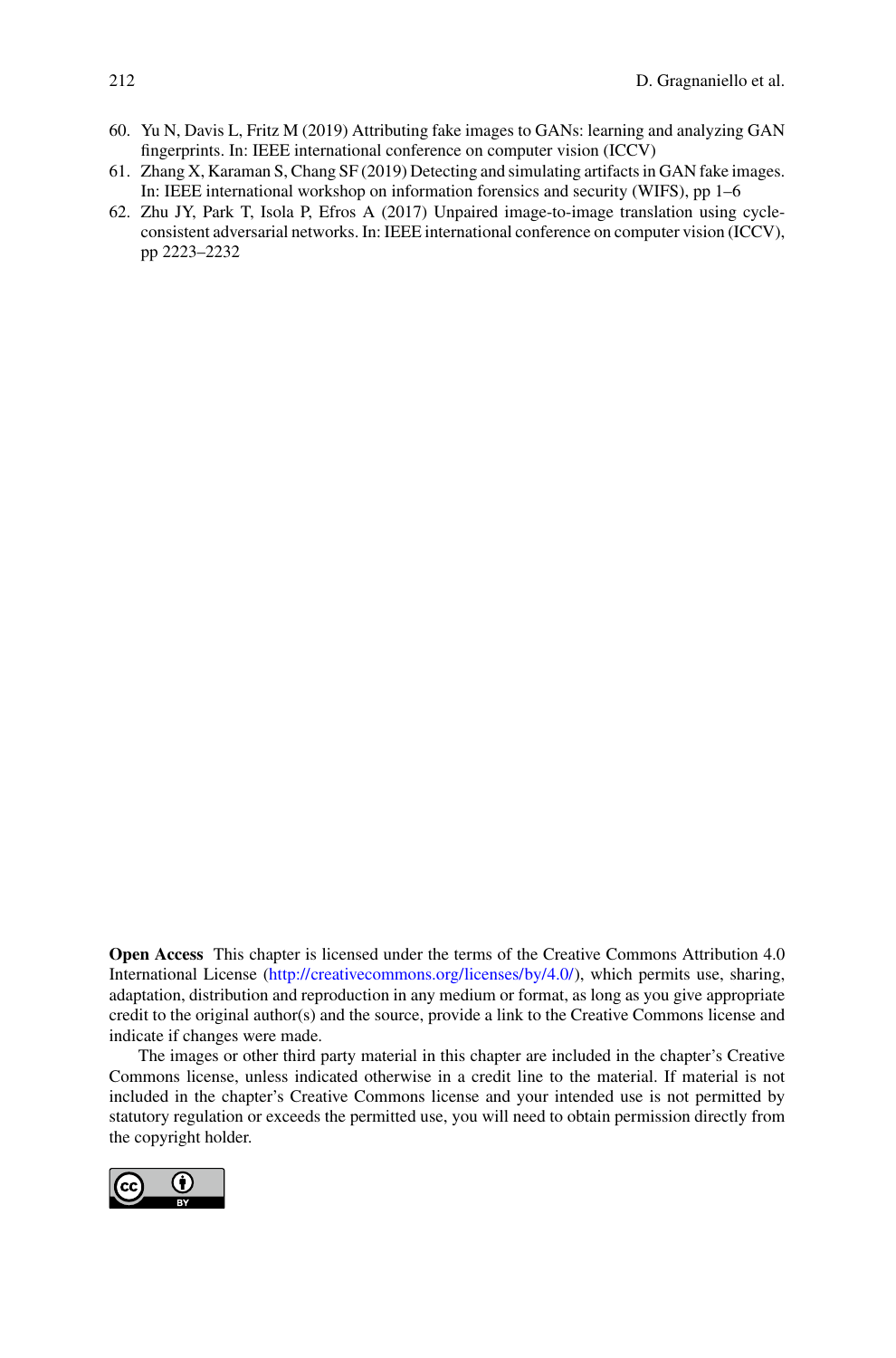60. Yu N, Davis L, Fritz M (2019) Attributing fake images to GANs: learning and analyzing GAN fingerprints. In: IEEE international conference on computer vision (ICCV)
61. Zhang X, Karaman S, Chang SF (2019) Detecting and simulating artifacts in GAN fake images. In: IEEE international workshop on information forensics and security (WIFS), pp 1–6
62. Zhu JY, Park T, Isola P, Efros A (2017) Unpaired image-to-image translation using cycle-consistent adversarial networks. In: IEEE international conference on computer vision (ICCV), pp 2223–2232

**Open Access** This chapter is licensed under the terms of the Creative Commons Attribution 4.0 International License (http://creativecommons.org/licenses/by/4.0/), which permits use, sharing, adaptation, distribution and reproduction in any medium or format, as long as you give appropriate credit to the original author(s) and the source, provide a link to the Creative Commons license and indicate if changes were made.

The images or other third party material in this chapter are included in the chapter's Creative Commons license, unless indicated otherwise in a credit line to the material. If material is not included in the chapter's Creative Commons license and your intended use is not permitted by statutory regulation or exceeds the permitted use, you will need to obtain permission directly from the copyright holder.